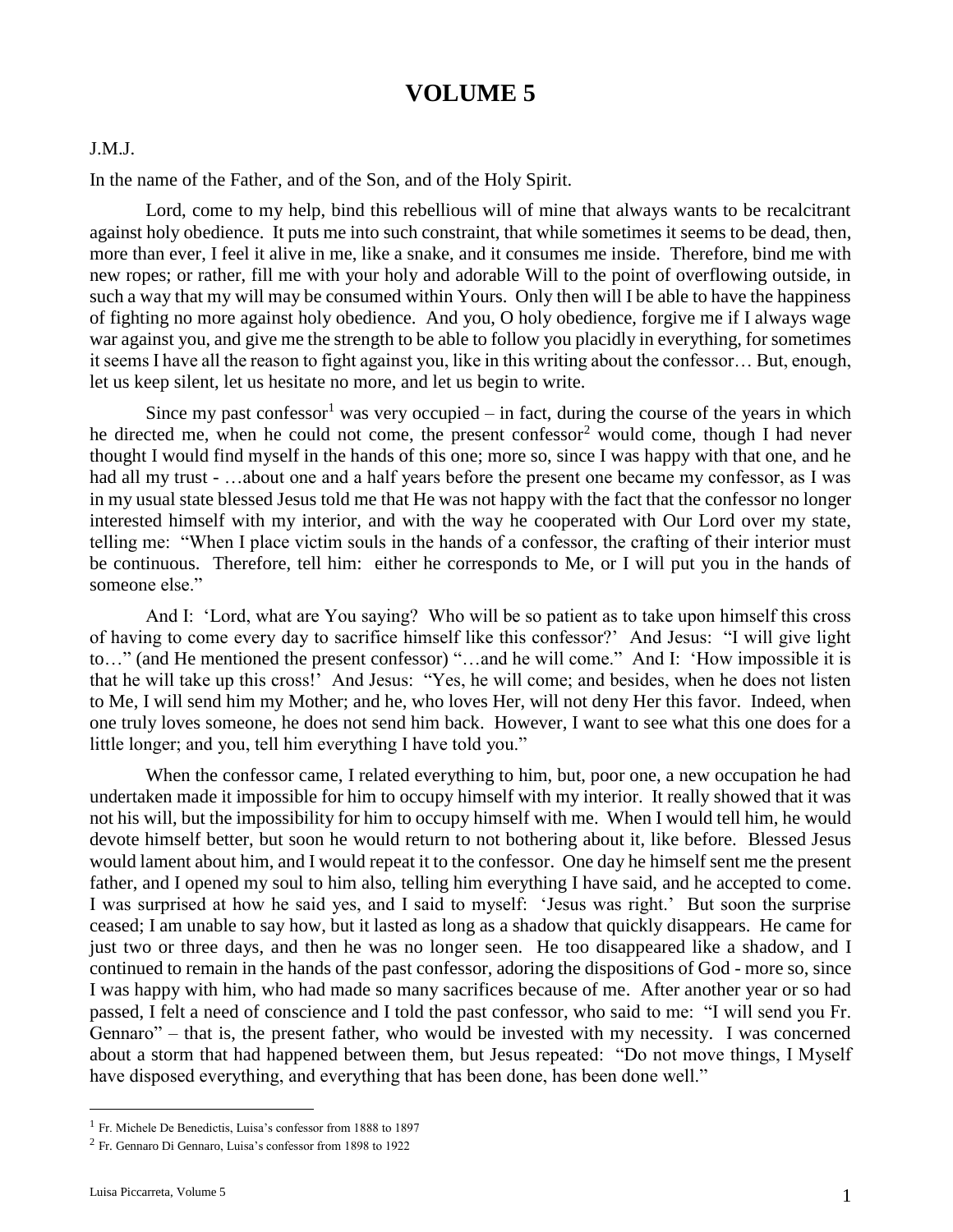# VOLUME 5

J.M.J.

In the name of the Father, and of the Son, and of the Holy Spirit.

Lord, come to my help, bind this rebellious will of mine that always wants to be recalcitrant against holy obedience. It puts me into such constraint, that while sometimes it seems to be dead, then, more than ever, I feel it alive in me, like a snake, and it consumes me inside. Therefore, bind me with new ropes; or rather, fill me with your holy and adorable Will to the point of overflowing outside, in such a way that my will may be consumed within Yours. Only then will I be able to have the happiness of fighting no more against holy obedience. And you, O holy obedience, forgive me if I always wage war against you, and give me the strength to be able to follow you placidly in everything, for sometimes it seems I have all the reason to fight against you, like in this writing about the confessor… But, enough, let us keep silent, let us hesitate no more, and let us begin to write.

Since my past confessor[1] was very occupied – in fact, during the course of the years in which he directed me, when he could not come, the present confessor[2] would come, though I had never thought I would find myself in the hands of this one; more so, since I was happy with that one, and he had all my trust - …about one and a half years before the present one became my confessor, as I was in my usual state blessed Jesus told me that He was not happy with the fact that the confessor no longer interested himself with my interior, and with the way he cooperated with Our Lord over my state, telling me: "When I place victim souls in the hands of a confessor, the crafting of their interior must be continuous. Therefore, tell him: either he corresponds to Me, or I will put you in the hands of someone else."

And I: 'Lord, what are You saying? Who will be so patient as to take upon himself this cross of having to come every day to sacrifice himself like this confessor?' And Jesus: "I will give light to…" (and He mentioned the present confessor) "…and he will come." And I: 'How impossible it is that he will take up this cross!' And Jesus: "Yes, he will come; and besides, when he does not listen to Me, I will send him my Mother; and he, who loves Her, will not deny Her this favor. Indeed, when one truly loves someone, he does not send him back. However, I want to see what this one does for a little longer; and you, tell him everything I have told you."

When the confessor came, I related everything to him, but, poor one, a new occupation he had undertaken made it impossible for him to occupy himself with my interior. It really showed that it was not his will, but the impossibility for him to occupy himself with me. When I would tell him, he would devote himself better, but soon he would return to not bothering about it, like before. Blessed Jesus would lament about him, and I would repeat it to the confessor. One day he himself sent me the present father, and I opened my soul to him also, telling him everything I have said, and he accepted to come. I was surprised at how he said yes, and I said to myself: 'Jesus was right.' But soon the surprise ceased; I am unable to say how, but it lasted as long as a shadow that quickly disappears. He came for just two or three days, and then he was no longer seen. He too disappeared like a shadow, and I continued to remain in the hands of the past confessor, adoring the dispositions of God - more so, since I was happy with him, who had made so many sacrifices because of me. After another year or so had passed, I felt a need of conscience and I told the past confessor, who said to me: "I will send you Fr. Gennaro" – that is, the present father, who would be invested with my necessity. I was concerned about a storm that had happened between them, but Jesus repeated: "Do not move things, I Myself have disposed everything, and everything that has been done, has been done well."

---

[1] Fr. Michele De Benedictis, Luisa's confessor from 1888 to 1897

[2] Fr. Gennaro Di Gennaro, Luisa's confessor from 1898 to 1922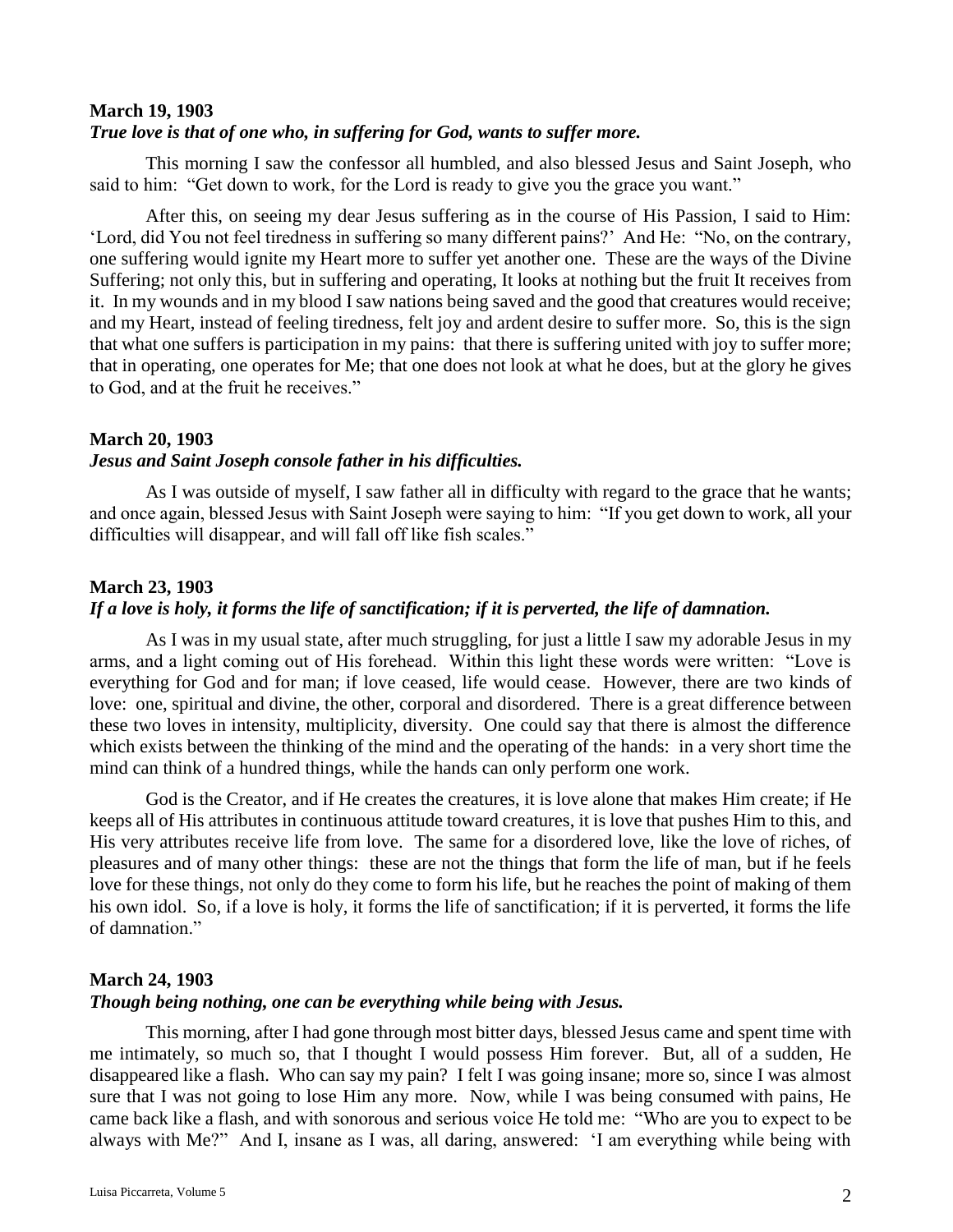**March 19, 1903**

***True love is that of one who, in suffering for God, wants to suffer more.***

This morning I saw the confessor all humbled, and also blessed Jesus and Saint Joseph, who said to him: "Get down to work, for the Lord is ready to give you the grace you want."

After this, on seeing my dear Jesus suffering as in the course of His Passion, I said to Him: 'Lord, did You not feel tiredness in suffering so many different pains?' And He: "No, on the contrary, one suffering would ignite my Heart more to suffer yet another one. These are the ways of the Divine Suffering; not only this, but in suffering and operating, It looks at nothing but the fruit It receives from it. In my wounds and in my blood I saw nations being saved and the good that creatures would receive; and my Heart, instead of feeling tiredness, felt joy and ardent desire to suffer more. So, this is the sign that what one suffers is participation in my pains: that there is suffering united with joy to suffer more; that in operating, one operates for Me; that one does not look at what he does, but at the glory he gives to God, and at the fruit he receives."

**March 20, 1903**

***Jesus and Saint Joseph console father in his difficulties.***

As I was outside of myself, I saw father all in difficulty with regard to the grace that he wants; and once again, blessed Jesus with Saint Joseph were saying to him: "If you get down to work, all your difficulties will disappear, and will fall off like fish scales."

**March 23, 1903**

***If a love is holy, it forms the life of sanctification; if it is perverted, the life of damnation.***

As I was in my usual state, after much struggling, for just a little I saw my adorable Jesus in my arms, and a light coming out of His forehead. Within this light these words were written: "Love is everything for God and for man; if love ceased, life would cease. However, there are two kinds of love: one, spiritual and divine, the other, corporal and disordered. There is a great difference between these two loves in intensity, multiplicity, diversity. One could say that there is almost the difference which exists between the thinking of the mind and the operating of the hands: in a very short time the mind can think of a hundred things, while the hands can only perform one work.

God is the Creator, and if He creates the creatures, it is love alone that makes Him create; if He keeps all of His attributes in continuous attitude toward creatures, it is love that pushes Him to this, and His very attributes receive life from love. The same for a disordered love, like the love of riches, of pleasures and of many other things: these are not the things that form the life of man, but if he feels love for these things, not only do they come to form his life, but he reaches the point of making of them his own idol. So, if a love is holy, it forms the life of sanctification; if it is perverted, it forms the life of damnation."

**March 24, 1903**

***Though being nothing, one can be everything while being with Jesus.***

This morning, after I had gone through most bitter days, blessed Jesus came and spent time with me intimately, so much so, that I thought I would possess Him forever. But, all of a sudden, He disappeared like a flash. Who can say my pain? I felt I was going insane; more so, since I was almost sure that I was not going to lose Him any more. Now, while I was being consumed with pains, He came back like a flash, and with sonorous and serious voice He told me: "Who are you to expect to be always with Me?" And I, insane as I was, all daring, answered: 'I am everything while being with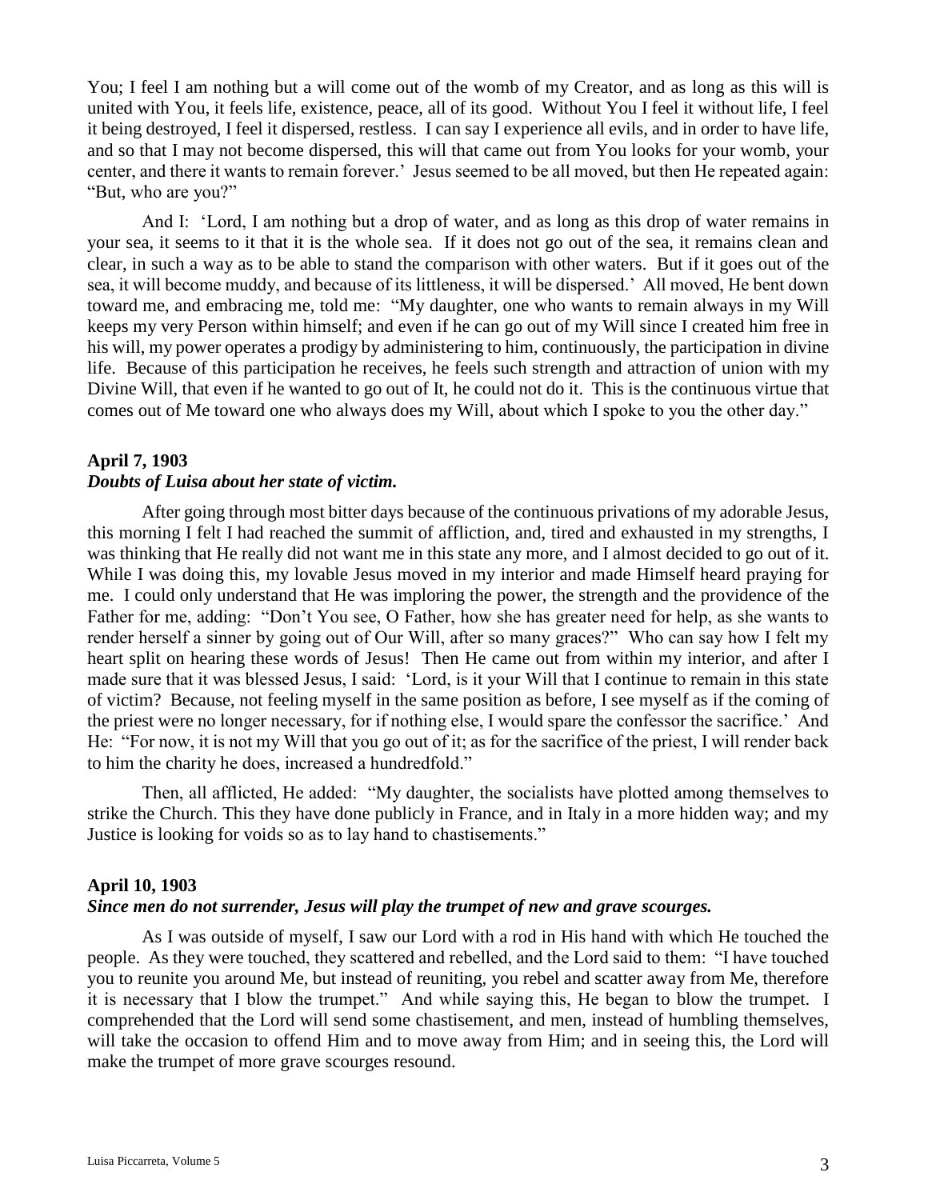You; I feel I am nothing but a will come out of the womb of my Creator, and as long as this will is united with You, it feels life, existence, peace, all of its good. Without You I feel it without life, I feel it being destroyed, I feel it dispersed, restless. I can say I experience all evils, and in order to have life, and so that I may not become dispersed, this will that came out from You looks for your womb, your center, and there it wants to remain forever.' Jesus seemed to be all moved, but then He repeated again: "But, who are you?"

And I: 'Lord, I am nothing but a drop of water, and as long as this drop of water remains in your sea, it seems to it that it is the whole sea. If it does not go out of the sea, it remains clean and clear, in such a way as to be able to stand the comparison with other waters. But if it goes out of the sea, it will become muddy, and because of its littleness, it will be dispersed.' All moved, He bent down toward me, and embracing me, told me: "My daughter, one who wants to remain always in my Will keeps my very Person within himself; and even if he can go out of my Will since I created him free in his will, my power operates a prodigy by administering to him, continuously, the participation in divine life. Because of this participation he receives, he feels such strength and attraction of union with my Divine Will, that even if he wanted to go out of It, he could not do it. This is the continuous virtue that comes out of Me toward one who always does my Will, about which I spoke to you the other day."

### April 7, 1903
***Doubts of Luisa about her state of victim.***

After going through most bitter days because of the continuous privations of my adorable Jesus, this morning I felt I had reached the summit of affliction, and, tired and exhausted in my strengths, I was thinking that He really did not want me in this state any more, and I almost decided to go out of it. While I was doing this, my lovable Jesus moved in my interior and made Himself heard praying for me. I could only understand that He was imploring the power, the strength and the providence of the Father for me, adding: "Don't You see, O Father, how she has greater need for help, as she wants to render herself a sinner by going out of Our Will, after so many graces?" Who can say how I felt my heart split on hearing these words of Jesus! Then He came out from within my interior, and after I made sure that it was blessed Jesus, I said: 'Lord, is it your Will that I continue to remain in this state of victim? Because, not feeling myself in the same position as before, I see myself as if the coming of the priest were no longer necessary, for if nothing else, I would spare the confessor the sacrifice.' And He: "For now, it is not my Will that you go out of it; as for the sacrifice of the priest, I will render back to him the charity he does, increased a hundredfold."

Then, all afflicted, He added: "My daughter, the socialists have plotted among themselves to strike the Church. This they have done publicly in France, and in Italy in a more hidden way; and my Justice is looking for voids so as to lay hand to chastisements."

### April 10, 1903
***Since men do not surrender, Jesus will play the trumpet of new and grave scourges.***

As I was outside of myself, I saw our Lord with a rod in His hand with which He touched the people. As they were touched, they scattered and rebelled, and the Lord said to them: "I have touched you to reunite you around Me, but instead of reuniting, you rebel and scatter away from Me, therefore it is necessary that I blow the trumpet." And while saying this, He began to blow the trumpet. I comprehended that the Lord will send some chastisement, and men, instead of humbling themselves, will take the occasion to offend Him and to move away from Him; and in seeing this, the Lord will make the trumpet of more grave scourges resound.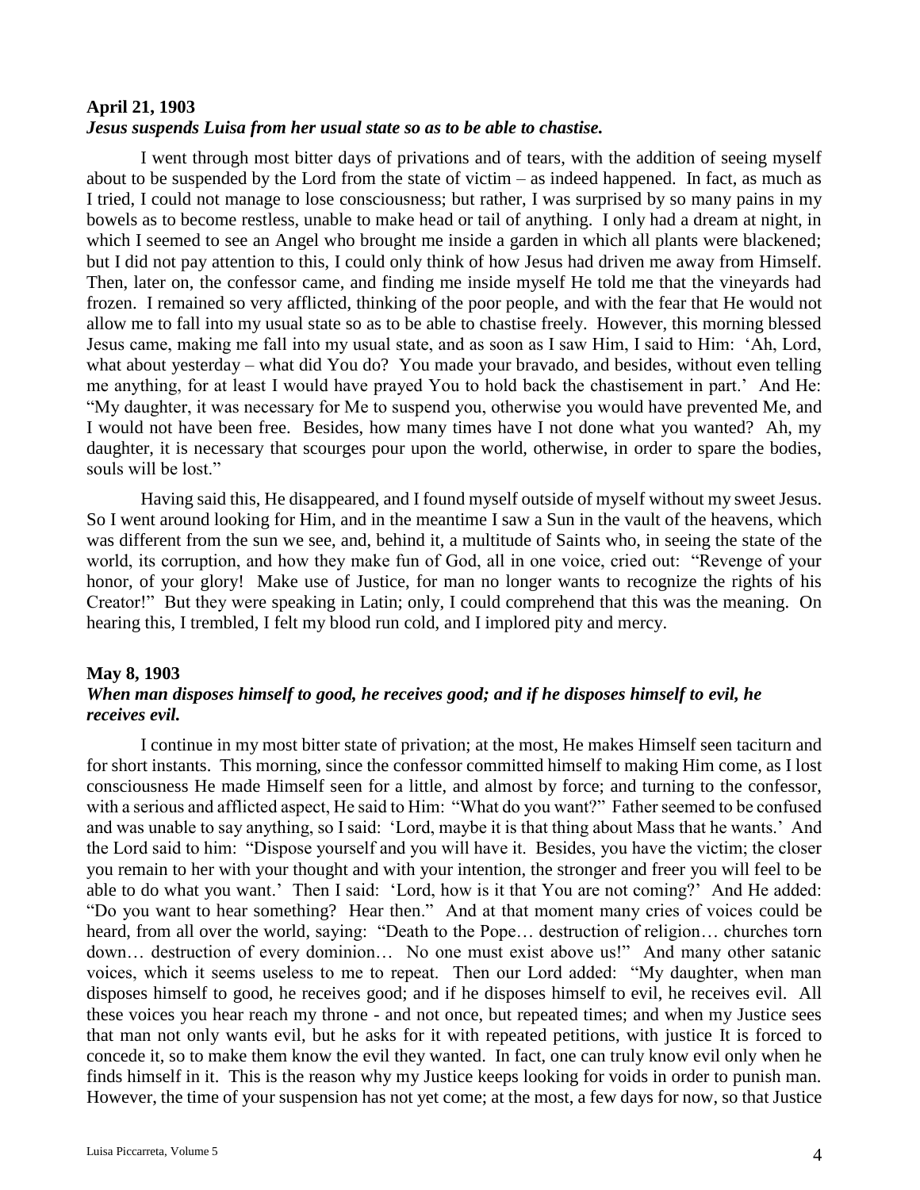**April 21, 1903**
***Jesus suspends Luisa from her usual state so as to be able to chastise.***

I went through most bitter days of privations and of tears, with the addition of seeing myself about to be suspended by the Lord from the state of victim – as indeed happened. In fact, as much as I tried, I could not manage to lose consciousness; but rather, I was surprised by so many pains in my bowels as to become restless, unable to make head or tail of anything. I only had a dream at night, in which I seemed to see an Angel who brought me inside a garden in which all plants were blackened; but I did not pay attention to this, I could only think of how Jesus had driven me away from Himself. Then, later on, the confessor came, and finding me inside myself He told me that the vineyards had frozen. I remained so very afflicted, thinking of the poor people, and with the fear that He would not allow me to fall into my usual state so as to be able to chastise freely. However, this morning blessed Jesus came, making me fall into my usual state, and as soon as I saw Him, I said to Him: 'Ah, Lord, what about yesterday – what did You do? You made your bravado, and besides, without even telling me anything, for at least I would have prayed You to hold back the chastisement in part.' And He: "My daughter, it was necessary for Me to suspend you, otherwise you would have prevented Me, and I would not have been free. Besides, how many times have I not done what you wanted? Ah, my daughter, it is necessary that scourges pour upon the world, otherwise, in order to spare the bodies, souls will be lost."

Having said this, He disappeared, and I found myself outside of myself without my sweet Jesus. So I went around looking for Him, and in the meantime I saw a Sun in the vault of the heavens, which was different from the sun we see, and, behind it, a multitude of Saints who, in seeing the state of the world, its corruption, and how they make fun of God, all in one voice, cried out: "Revenge of your honor, of your glory! Make use of Justice, for man no longer wants to recognize the rights of his Creator!" But they were speaking in Latin; only, I could comprehend that this was the meaning. On hearing this, I trembled, I felt my blood run cold, and I implored pity and mercy.

**May 8, 1903**
***When man disposes himself to good, he receives good; and if he disposes himself to evil, he receives evil.***

I continue in my most bitter state of privation; at the most, He makes Himself seen taciturn and for short instants. This morning, since the confessor committed himself to making Him come, as I lost consciousness He made Himself seen for a little, and almost by force; and turning to the confessor, with a serious and afflicted aspect, He said to Him: "What do you want?" Father seemed to be confused and was unable to say anything, so I said: 'Lord, maybe it is that thing about Mass that he wants.' And the Lord said to him: "Dispose yourself and you will have it. Besides, you have the victim; the closer you remain to her with your thought and with your intention, the stronger and freer you will feel to be able to do what you want.' Then I said: 'Lord, how is it that You are not coming?' And He added: "Do you want to hear something? Hear then." And at that moment many cries of voices could be heard, from all over the world, saying: "Death to the Pope… destruction of religion… churches torn down… destruction of every dominion… No one must exist above us!" And many other satanic voices, which it seems useless to me to repeat. Then our Lord added: "My daughter, when man disposes himself to good, he receives good; and if he disposes himself to evil, he receives evil. All these voices you hear reach my throne - and not once, but repeated times; and when my Justice sees that man not only wants evil, but he asks for it with repeated petitions, with justice It is forced to concede it, so to make them know the evil they wanted. In fact, one can truly know evil only when he finds himself in it. This is the reason why my Justice keeps looking for voids in order to punish man. However, the time of your suspension has not yet come; at the most, a few days for now, so that Justice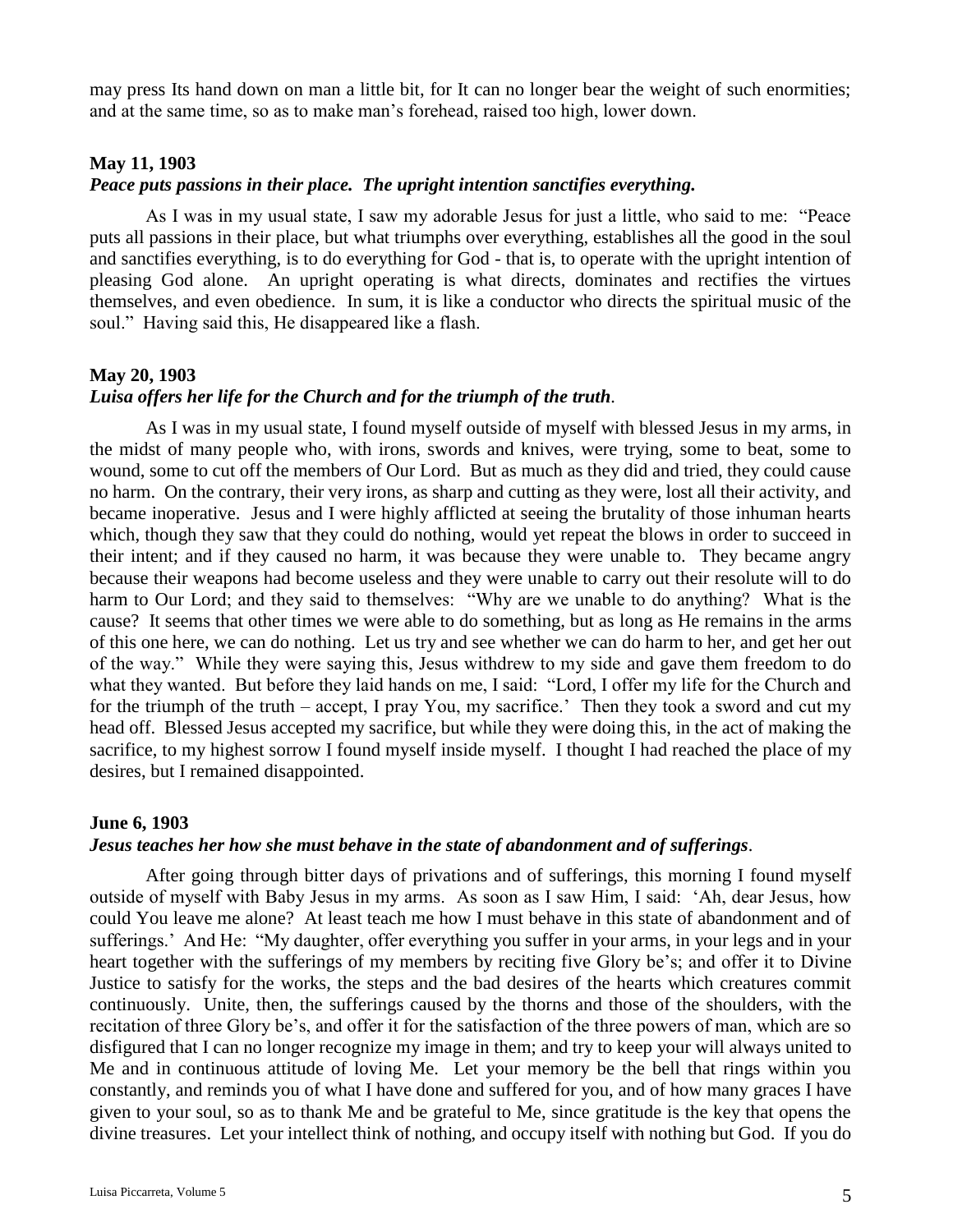may press Its hand down on man a little bit, for It can no longer bear the weight of such enormities; and at the same time, so as to make man's forehead, raised too high, lower down.

**May 11, 1903**

***Peace puts passions in their place. The upright intention sanctifies everything.***

As I was in my usual state, I saw my adorable Jesus for just a little, who said to me: "Peace puts all passions in their place, but what triumphs over everything, establishes all the good in the soul and sanctifies everything, is to do everything for God - that is, to operate with the upright intention of pleasing God alone. An upright operating is what directs, dominates and rectifies the virtues themselves, and even obedience. In sum, it is like a conductor who directs the spiritual music of the soul." Having said this, He disappeared like a flash.

**May 20, 1903**

***Luisa offers her life for the Church and for the triumph of the truth.***

As I was in my usual state, I found myself outside of myself with blessed Jesus in my arms, in the midst of many people who, with irons, swords and knives, were trying, some to beat, some to wound, some to cut off the members of Our Lord. But as much as they did and tried, they could cause no harm. On the contrary, their very irons, as sharp and cutting as they were, lost all their activity, and became inoperative. Jesus and I were highly afflicted at seeing the brutality of those inhuman hearts which, though they saw that they could do nothing, would yet repeat the blows in order to succeed in their intent; and if they caused no harm, it was because they were unable to. They became angry because their weapons had become useless and they were unable to carry out their resolute will to do harm to Our Lord; and they said to themselves: "Why are we unable to do anything? What is the cause? It seems that other times we were able to do something, but as long as He remains in the arms of this one here, we can do nothing. Let us try and see whether we can do harm to her, and get her out of the way." While they were saying this, Jesus withdrew to my side and gave them freedom to do what they wanted. But before they laid hands on me, I said: "Lord, I offer my life for the Church and for the triumph of the truth – accept, I pray You, my sacrifice.' Then they took a sword and cut my head off. Blessed Jesus accepted my sacrifice, but while they were doing this, in the act of making the sacrifice, to my highest sorrow I found myself inside myself. I thought I had reached the place of my desires, but I remained disappointed.

**June 6, 1903**

***Jesus teaches her how she must behave in the state of abandonment and of sufferings.***

After going through bitter days of privations and of sufferings, this morning I found myself outside of myself with Baby Jesus in my arms. As soon as I saw Him, I said: 'Ah, dear Jesus, how could You leave me alone? At least teach me how I must behave in this state of abandonment and of sufferings.' And He: "My daughter, offer everything you suffer in your arms, in your legs and in your heart together with the sufferings of my members by reciting five Glory be's; and offer it to Divine Justice to satisfy for the works, the steps and the bad desires of the hearts which creatures commit continuously. Unite, then, the sufferings caused by the thorns and those of the shoulders, with the recitation of three Glory be's, and offer it for the satisfaction of the three powers of man, which are so disfigured that I can no longer recognize my image in them; and try to keep your will always united to Me and in continuous attitude of loving Me. Let your memory be the bell that rings within you constantly, and reminds you of what I have done and suffered for you, and of how many graces I have given to your soul, so as to thank Me and be grateful to Me, since gratitude is the key that opens the divine treasures. Let your intellect think of nothing, and occupy itself with nothing but God. If you do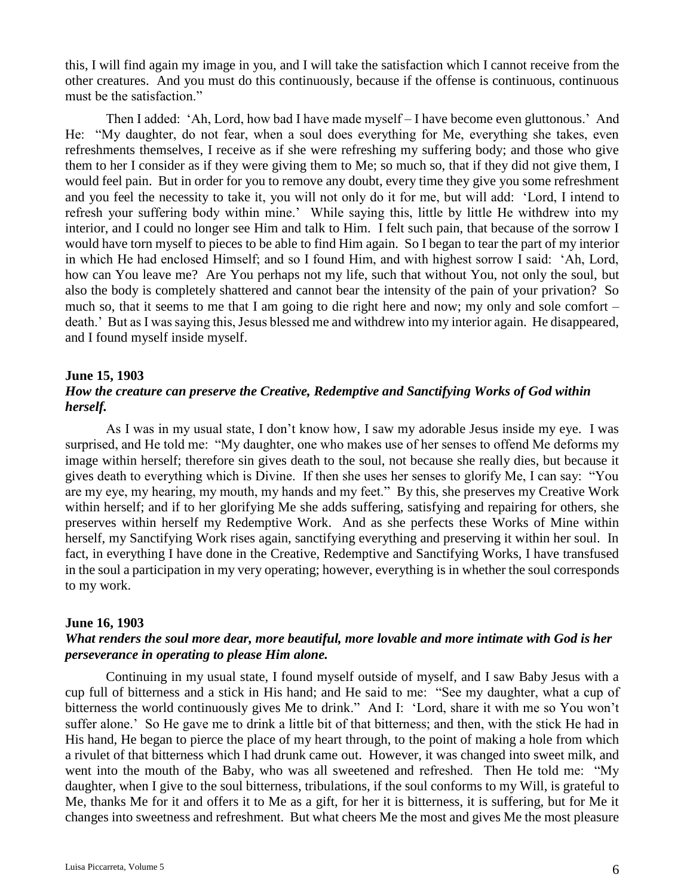this, I will find again my image in you, and I will take the satisfaction which I cannot receive from the other creatures. And you must do this continuously, because if the offense is continuous, continuous must be the satisfaction."

Then I added: 'Ah, Lord, how bad I have made myself – I have become even gluttonous.' And He: "My daughter, do not fear, when a soul does everything for Me, everything she takes, even refreshments themselves, I receive as if she were refreshing my suffering body; and those who give them to her I consider as if they were giving them to Me; so much so, that if they did not give them, I would feel pain. But in order for you to remove any doubt, every time they give you some refreshment and you feel the necessity to take it, you will not only do it for me, but will add: 'Lord, I intend to refresh your suffering body within mine.' While saying this, little by little He withdrew into my interior, and I could no longer see Him and talk to Him. I felt such pain, that because of the sorrow I would have torn myself to pieces to be able to find Him again. So I began to tear the part of my interior in which He had enclosed Himself; and so I found Him, and with highest sorrow I said: 'Ah, Lord, how can You leave me? Are You perhaps not my life, such that without You, not only the soul, but also the body is completely shattered and cannot bear the intensity of the pain of your privation? So much so, that it seems to me that I am going to die right here and now; my only and sole comfort – death.' But as I was saying this, Jesus blessed me and withdrew into my interior again. He disappeared, and I found myself inside myself.

**June 15, 1903**

***How the creature can preserve the Creative, Redemptive and Sanctifying Works of God within herself.***

As I was in my usual state, I don't know how, I saw my adorable Jesus inside my eye. I was surprised, and He told me: "My daughter, one who makes use of her senses to offend Me deforms my image within herself; therefore sin gives death to the soul, not because she really dies, but because it gives death to everything which is Divine. If then she uses her senses to glorify Me, I can say: "You are my eye, my hearing, my mouth, my hands and my feet." By this, she preserves my Creative Work within herself; and if to her glorifying Me she adds suffering, satisfying and repairing for others, she preserves within herself my Redemptive Work. And as she perfects these Works of Mine within herself, my Sanctifying Work rises again, sanctifying everything and preserving it within her soul. In fact, in everything I have done in the Creative, Redemptive and Sanctifying Works, I have transfused in the soul a participation in my very operating; however, everything is in whether the soul corresponds to my work.

**June 16, 1903**

***What renders the soul more dear, more beautiful, more lovable and more intimate with God is her perseverance in operating to please Him alone.***

Continuing in my usual state, I found myself outside of myself, and I saw Baby Jesus with a cup full of bitterness and a stick in His hand; and He said to me: "See my daughter, what a cup of bitterness the world continuously gives Me to drink." And I: 'Lord, share it with me so You won't suffer alone.' So He gave me to drink a little bit of that bitterness; and then, with the stick He had in His hand, He began to pierce the place of my heart through, to the point of making a hole from which a rivulet of that bitterness which I had drunk came out. However, it was changed into sweet milk, and went into the mouth of the Baby, who was all sweetened and refreshed. Then He told me: "My daughter, when I give to the soul bitterness, tribulations, if the soul conforms to my Will, is grateful to Me, thanks Me for it and offers it to Me as a gift, for her it is bitterness, it is suffering, but for Me it changes into sweetness and refreshment. But what cheers Me the most and gives Me the most pleasure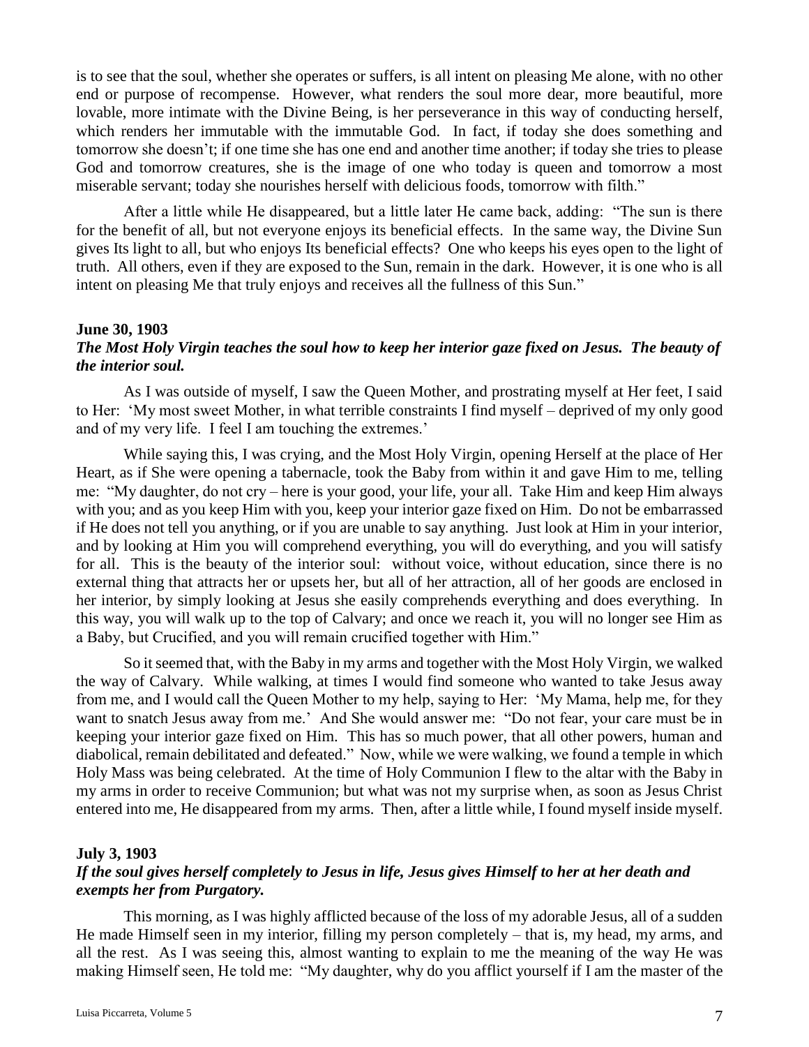is to see that the soul, whether she operates or suffers, is all intent on pleasing Me alone, with no other end or purpose of recompense. However, what renders the soul more dear, more beautiful, more lovable, more intimate with the Divine Being, is her perseverance in this way of conducting herself, which renders her immutable with the immutable God. In fact, if today she does something and tomorrow she doesn't; if one time she has one end and another time another; if today she tries to please God and tomorrow creatures, she is the image of one who today is queen and tomorrow a most miserable servant; today she nourishes herself with delicious foods, tomorrow with filth."

After a little while He disappeared, but a little later He came back, adding: "The sun is there for the benefit of all, but not everyone enjoys its beneficial effects. In the same way, the Divine Sun gives Its light to all, but who enjoys Its beneficial effects? One who keeps his eyes open to the light of truth. All others, even if they are exposed to the Sun, remain in the dark. However, it is one who is all intent on pleasing Me that truly enjoys and receives all the fullness of this Sun."

**June 30, 1903**

***The Most Holy Virgin teaches the soul how to keep her interior gaze fixed on Jesus. The beauty of the interior soul.***

As I was outside of myself, I saw the Queen Mother, and prostrating myself at Her feet, I said to Her: 'My most sweet Mother, in what terrible constraints I find myself – deprived of my only good and of my very life. I feel I am touching the extremes.'

While saying this, I was crying, and the Most Holy Virgin, opening Herself at the place of Her Heart, as if She were opening a tabernacle, took the Baby from within it and gave Him to me, telling me: "My daughter, do not cry – here is your good, your life, your all. Take Him and keep Him always with you; and as you keep Him with you, keep your interior gaze fixed on Him. Do not be embarrassed if He does not tell you anything, or if you are unable to say anything. Just look at Him in your interior, and by looking at Him you will comprehend everything, you will do everything, and you will satisfy for all. This is the beauty of the interior soul: without voice, without education, since there is no external thing that attracts her or upsets her, but all of her attraction, all of her goods are enclosed in her interior, by simply looking at Jesus she easily comprehends everything and does everything. In this way, you will walk up to the top of Calvary; and once we reach it, you will no longer see Him as a Baby, but Crucified, and you will remain crucified together with Him."

So it seemed that, with the Baby in my arms and together with the Most Holy Virgin, we walked the way of Calvary. While walking, at times I would find someone who wanted to take Jesus away from me, and I would call the Queen Mother to my help, saying to Her: 'My Mama, help me, for they want to snatch Jesus away from me.' And She would answer me: "Do not fear, your care must be in keeping your interior gaze fixed on Him. This has so much power, that all other powers, human and diabolical, remain debilitated and defeated." Now, while we were walking, we found a temple in which Holy Mass was being celebrated. At the time of Holy Communion I flew to the altar with the Baby in my arms in order to receive Communion; but what was not my surprise when, as soon as Jesus Christ entered into me, He disappeared from my arms. Then, after a little while, I found myself inside myself.

**July 3, 1903**

***If the soul gives herself completely to Jesus in life, Jesus gives Himself to her at her death and exempts her from Purgatory.***

This morning, as I was highly afflicted because of the loss of my adorable Jesus, all of a sudden He made Himself seen in my interior, filling my person completely – that is, my head, my arms, and all the rest. As I was seeing this, almost wanting to explain to me the meaning of the way He was making Himself seen, He told me: "My daughter, why do you afflict yourself if I am the master of the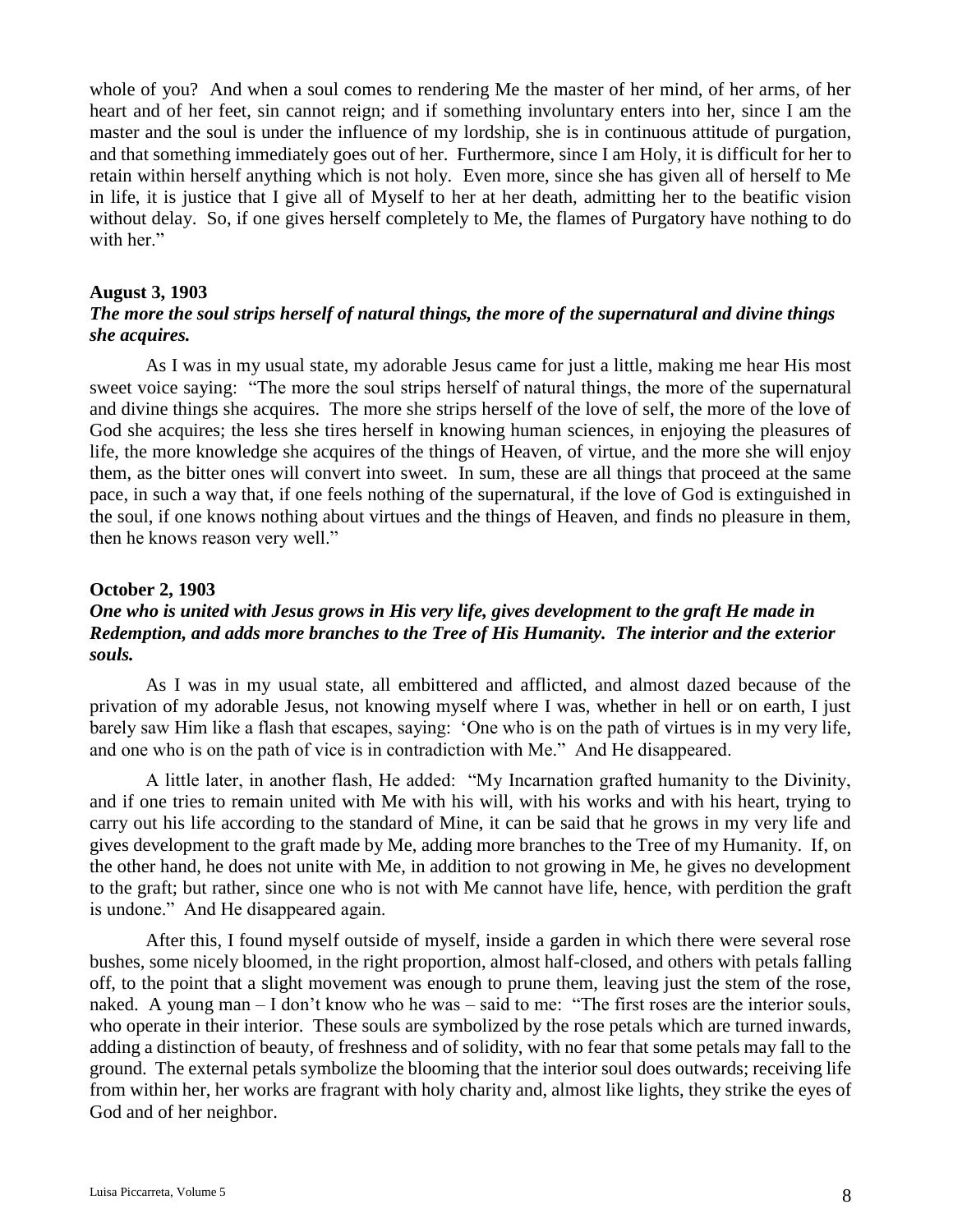whole of you? And when a soul comes to rendering Me the master of her mind, of her arms, of her heart and of her feet, sin cannot reign; and if something involuntary enters into her, since I am the master and the soul is under the influence of my lordship, she is in continuous attitude of purgation, and that something immediately goes out of her. Furthermore, since I am Holy, it is difficult for her to retain within herself anything which is not holy. Even more, since she has given all of herself to Me in life, it is justice that I give all of Myself to her at her death, admitting her to the beatific vision without delay. So, if one gives herself completely to Me, the flames of Purgatory have nothing to do with her."

**August 3, 1903**

***The more the soul strips herself of natural things, the more of the supernatural and divine things she acquires.***

As I was in my usual state, my adorable Jesus came for just a little, making me hear His most sweet voice saying: "The more the soul strips herself of natural things, the more of the supernatural and divine things she acquires. The more she strips herself of the love of self, the more of the love of God she acquires; the less she tires herself in knowing human sciences, in enjoying the pleasures of life, the more knowledge she acquires of the things of Heaven, of virtue, and the more she will enjoy them, as the bitter ones will convert into sweet. In sum, these are all things that proceed at the same pace, in such a way that, if one feels nothing of the supernatural, if the love of God is extinguished in the soul, if one knows nothing about virtues and the things of Heaven, and finds no pleasure in them, then he knows reason very well."

**October 2, 1903**

***One who is united with Jesus grows in His very life, gives development to the graft He made in Redemption, and adds more branches to the Tree of His Humanity. The interior and the exterior souls.***

As I was in my usual state, all embittered and afflicted, and almost dazed because of the privation of my adorable Jesus, not knowing myself where I was, whether in hell or on earth, I just barely saw Him like a flash that escapes, saying: 'One who is on the path of virtues is in my very life, and one who is on the path of vice is in contradiction with Me." And He disappeared.

A little later, in another flash, He added: "My Incarnation grafted humanity to the Divinity, and if one tries to remain united with Me with his will, with his works and with his heart, trying to carry out his life according to the standard of Mine, it can be said that he grows in my very life and gives development to the graft made by Me, adding more branches to the Tree of my Humanity. If, on the other hand, he does not unite with Me, in addition to not growing in Me, he gives no development to the graft; but rather, since one who is not with Me cannot have life, hence, with perdition the graft is undone." And He disappeared again.

After this, I found myself outside of myself, inside a garden in which there were several rose bushes, some nicely bloomed, in the right proportion, almost half-closed, and others with petals falling off, to the point that a slight movement was enough to prune them, leaving just the stem of the rose, naked. A young man – I don't know who he was – said to me: "The first roses are the interior souls, who operate in their interior. These souls are symbolized by the rose petals which are turned inwards, adding a distinction of beauty, of freshness and of solidity, with no fear that some petals may fall to the ground. The external petals symbolize the blooming that the interior soul does outwards; receiving life from within her, her works are fragrant with holy charity and, almost like lights, they strike the eyes of God and of her neighbor.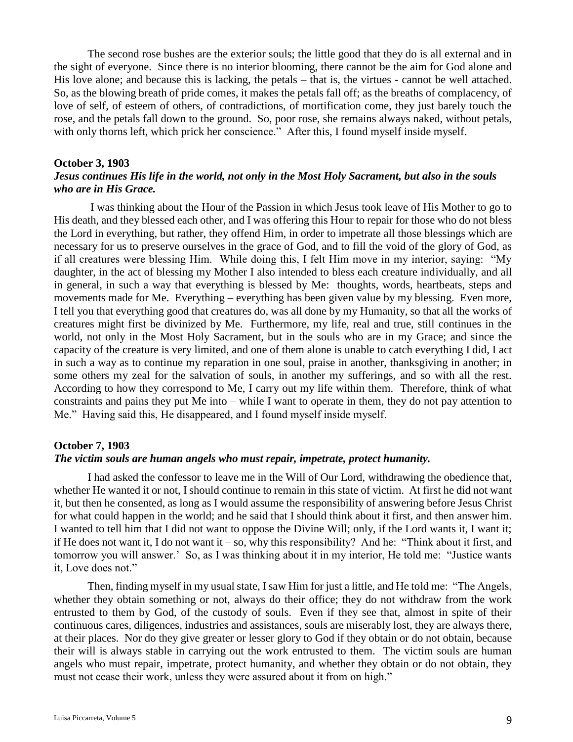The second rose bushes are the exterior souls; the little good that they do is all external and in the sight of everyone. Since there is no interior blooming, there cannot be the aim for God alone and His love alone; and because this is lacking, the petals – that is, the virtues - cannot be well attached. So, as the blowing breath of pride comes, it makes the petals fall off; as the breaths of complacency, of love of self, of esteem of others, of contradictions, of mortification come, they just barely touch the rose, and the petals fall down to the ground. So, poor rose, she remains always naked, without petals, with only thorns left, which prick her conscience." After this, I found myself inside myself.

### October 3, 1903

***Jesus continues His life in the world, not only in the Most Holy Sacrament, but also in the souls who are in His Grace.***

I was thinking about the Hour of the Passion in which Jesus took leave of His Mother to go to His death, and they blessed each other, and I was offering this Hour to repair for those who do not bless the Lord in everything, but rather, they offend Him, in order to impetrate all those blessings which are necessary for us to preserve ourselves in the grace of God, and to fill the void of the glory of God, as if all creatures were blessing Him. While doing this, I felt Him move in my interior, saying: "My daughter, in the act of blessing my Mother I also intended to bless each creature individually, and all in general, in such a way that everything is blessed by Me: thoughts, words, heartbeats, steps and movements made for Me. Everything – everything has been given value by my blessing. Even more, I tell you that everything good that creatures do, was all done by my Humanity, so that all the works of creatures might first be divinized by Me. Furthermore, my life, real and true, still continues in the world, not only in the Most Holy Sacrament, but in the souls who are in my Grace; and since the capacity of the creature is very limited, and one of them alone is unable to catch everything I did, I act in such a way as to continue my reparation in one soul, praise in another, thanksgiving in another; in some others my zeal for the salvation of souls, in another my sufferings, and so with all the rest. According to how they correspond to Me, I carry out my life within them. Therefore, think of what constraints and pains they put Me into – while I want to operate in them, they do not pay attention to Me." Having said this, He disappeared, and I found myself inside myself.

### October 7, 1903

***The victim souls are human angels who must repair, impetrate, protect humanity.***

I had asked the confessor to leave me in the Will of Our Lord, withdrawing the obedience that, whether He wanted it or not, I should continue to remain in this state of victim. At first he did not want it, but then he consented, as long as I would assume the responsibility of answering before Jesus Christ for what could happen in the world; and he said that I should think about it first, and then answer him. I wanted to tell him that I did not want to oppose the Divine Will; only, if the Lord wants it, I want it; if He does not want it, I do not want it – so, why this responsibility? And he: "Think about it first, and tomorrow you will answer.' So, as I was thinking about it in my interior, He told me: "Justice wants it, Love does not."

Then, finding myself in my usual state, I saw Him for just a little, and He told me: "The Angels, whether they obtain something or not, always do their office; they do not withdraw from the work entrusted to them by God, of the custody of souls. Even if they see that, almost in spite of their continuous cares, diligences, industries and assistances, souls are miserably lost, they are always there, at their places. Nor do they give greater or lesser glory to God if they obtain or do not obtain, because their will is always stable in carrying out the work entrusted to them. The victim souls are human angels who must repair, impetrate, protect humanity, and whether they obtain or do not obtain, they must not cease their work, unless they were assured about it from on high."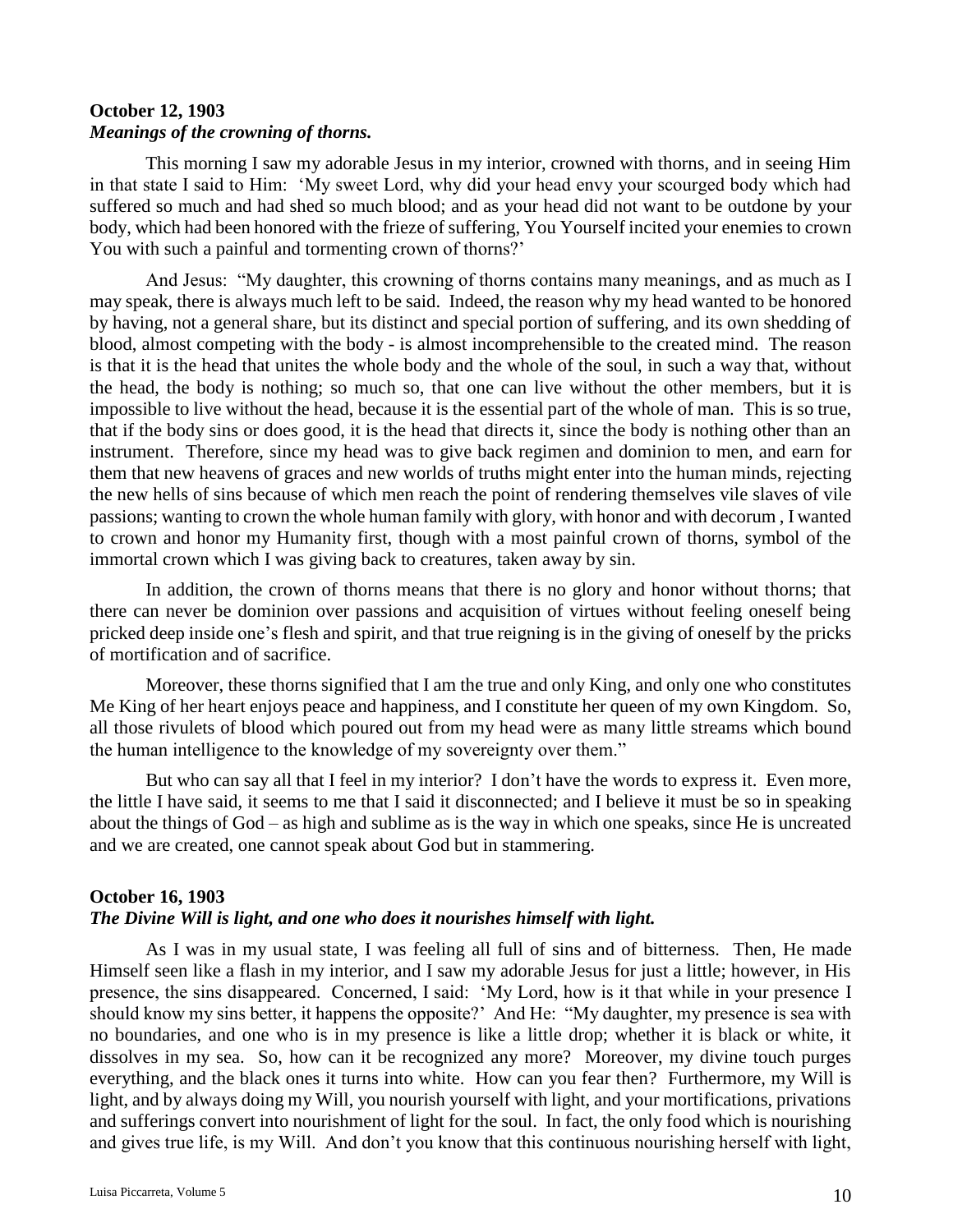### October 12, 1903
### *Meanings of the crowning of thorns.*

This morning I saw my adorable Jesus in my interior, crowned with thorns, and in seeing Him in that state I said to Him: 'My sweet Lord, why did your head envy your scourged body which had suffered so much and had shed so much blood; and as your head did not want to be outdone by your body, which had been honored with the frieze of suffering, You Yourself incited your enemies to crown You with such a painful and tormenting crown of thorns?'

And Jesus: "My daughter, this crowning of thorns contains many meanings, and as much as I may speak, there is always much left to be said. Indeed, the reason why my head wanted to be honored by having, not a general share, but its distinct and special portion of suffering, and its own shedding of blood, almost competing with the body - is almost incomprehensible to the created mind. The reason is that it is the head that unites the whole body and the whole of the soul, in such a way that, without the head, the body is nothing; so much so, that one can live without the other members, but it is impossible to live without the head, because it is the essential part of the whole of man. This is so true, that if the body sins or does good, it is the head that directs it, since the body is nothing other than an instrument. Therefore, since my head was to give back regimen and dominion to men, and earn for them that new heavens of graces and new worlds of truths might enter into the human minds, rejecting the new hells of sins because of which men reach the point of rendering themselves vile slaves of vile passions; wanting to crown the whole human family with glory, with honor and with decorum , I wanted to crown and honor my Humanity first, though with a most painful crown of thorns, symbol of the immortal crown which I was giving back to creatures, taken away by sin.

In addition, the crown of thorns means that there is no glory and honor without thorns; that there can never be dominion over passions and acquisition of virtues without feeling oneself being pricked deep inside one's flesh and spirit, and that true reigning is in the giving of oneself by the pricks of mortification and of sacrifice.

Moreover, these thorns signified that I am the true and only King, and only one who constitutes Me King of her heart enjoys peace and happiness, and I constitute her queen of my own Kingdom. So, all those rivulets of blood which poured out from my head were as many little streams which bound the human intelligence to the knowledge of my sovereignty over them."

But who can say all that I feel in my interior? I don't have the words to express it. Even more, the little I have said, it seems to me that I said it disconnected; and I believe it must be so in speaking about the things of God – as high and sublime as is the way in which one speaks, since He is uncreated and we are created, one cannot speak about God but in stammering.

### October 16, 1903
### *The Divine Will is light, and one who does it nourishes himself with light.*

As I was in my usual state, I was feeling all full of sins and of bitterness. Then, He made Himself seen like a flash in my interior, and I saw my adorable Jesus for just a little; however, in His presence, the sins disappeared. Concerned, I said: 'My Lord, how is it that while in your presence I should know my sins better, it happens the opposite?' And He: "My daughter, my presence is sea with no boundaries, and one who is in my presence is like a little drop; whether it is black or white, it dissolves in my sea. So, how can it be recognized any more? Moreover, my divine touch purges everything, and the black ones it turns into white. How can you fear then? Furthermore, my Will is light, and by always doing my Will, you nourish yourself with light, and your mortifications, privations and sufferings convert into nourishment of light for the soul. In fact, the only food which is nourishing and gives true life, is my Will. And don't you know that this continuous nourishing herself with light,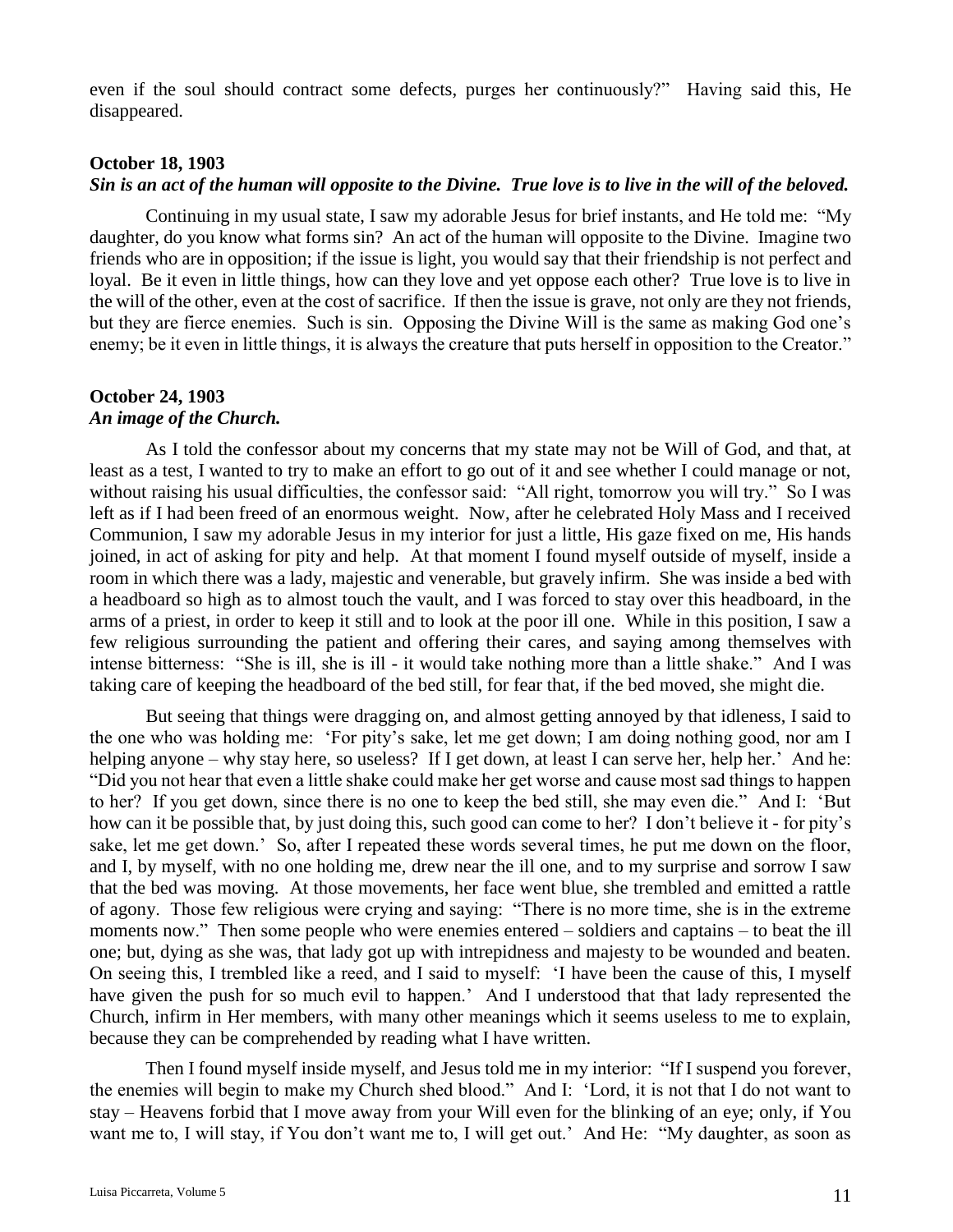even if the soul should contract some defects, purges her continuously?" Having said this, He disappeared.

### October 18, 1903

***Sin is an act of the human will opposite to the Divine. True love is to live in the will of the beloved.***

Continuing in my usual state, I saw my adorable Jesus for brief instants, and He told me: "My daughter, do you know what forms sin? An act of the human will opposite to the Divine. Imagine two friends who are in opposition; if the issue is light, you would say that their friendship is not perfect and loyal. Be it even in little things, how can they love and yet oppose each other? True love is to live in the will of the other, even at the cost of sacrifice. If then the issue is grave, not only are they not friends, but they are fierce enemies. Such is sin. Opposing the Divine Will is the same as making God one's enemy; be it even in little things, it is always the creature that puts herself in opposition to the Creator."

### October 24, 1903

***An image of the Church.***

As I told the confessor about my concerns that my state may not be Will of God, and that, at least as a test, I wanted to try to make an effort to go out of it and see whether I could manage or not, without raising his usual difficulties, the confessor said: "All right, tomorrow you will try." So I was left as if I had been freed of an enormous weight. Now, after he celebrated Holy Mass and I received Communion, I saw my adorable Jesus in my interior for just a little, His gaze fixed on me, His hands joined, in act of asking for pity and help. At that moment I found myself outside of myself, inside a room in which there was a lady, majestic and venerable, but gravely infirm. She was inside a bed with a headboard so high as to almost touch the vault, and I was forced to stay over this headboard, in the arms of a priest, in order to keep it still and to look at the poor ill one. While in this position, I saw a few religious surrounding the patient and offering their cares, and saying among themselves with intense bitterness: "She is ill, she is ill - it would take nothing more than a little shake." And I was taking care of keeping the headboard of the bed still, for fear that, if the bed moved, she might die.

But seeing that things were dragging on, and almost getting annoyed by that idleness, I said to the one who was holding me: 'For pity's sake, let me get down; I am doing nothing good, nor am I helping anyone – why stay here, so useless? If I get down, at least I can serve her, help her.' And he: "Did you not hear that even a little shake could make her get worse and cause most sad things to happen to her? If you get down, since there is no one to keep the bed still, she may even die." And I: 'But how can it be possible that, by just doing this, such good can come to her? I don't believe it - for pity's sake, let me get down.' So, after I repeated these words several times, he put me down on the floor, and I, by myself, with no one holding me, drew near the ill one, and to my surprise and sorrow I saw that the bed was moving. At those movements, her face went blue, she trembled and emitted a rattle of agony. Those few religious were crying and saying: "There is no more time, she is in the extreme moments now." Then some people who were enemies entered – soldiers and captains – to beat the ill one; but, dying as she was, that lady got up with intrepidness and majesty to be wounded and beaten. On seeing this, I trembled like a reed, and I said to myself: 'I have been the cause of this, I myself have given the push for so much evil to happen.' And I understood that that lady represented the Church, infirm in Her members, with many other meanings which it seems useless to me to explain, because they can be comprehended by reading what I have written.

Then I found myself inside myself, and Jesus told me in my interior: "If I suspend you forever, the enemies will begin to make my Church shed blood." And I: 'Lord, it is not that I do not want to stay – Heavens forbid that I move away from your Will even for the blinking of an eye; only, if You want me to, I will stay, if You don't want me to, I will get out.' And He: "My daughter, as soon as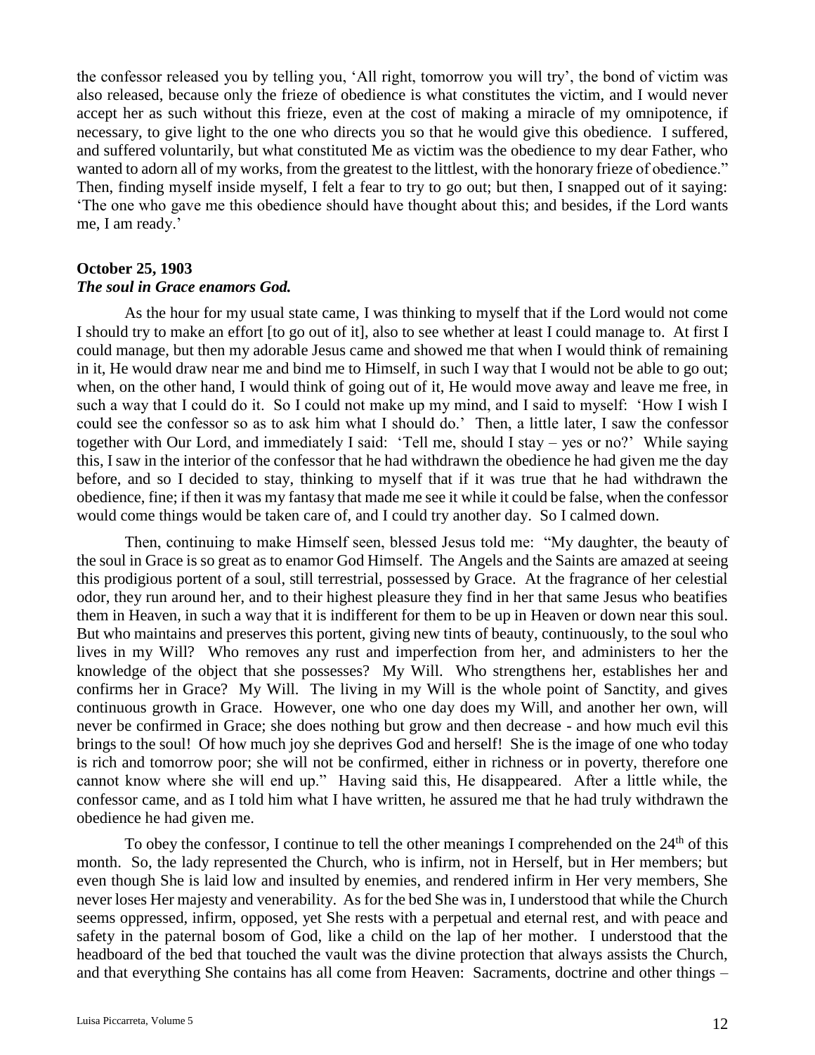the confessor released you by telling you, 'All right, tomorrow you will try', the bond of victim was also released, because only the frieze of obedience is what constitutes the victim, and I would never accept her as such without this frieze, even at the cost of making a miracle of my omnipotence, if necessary, to give light to the one who directs you so that he would give this obedience. I suffered, and suffered voluntarily, but what constituted Me as victim was the obedience to my dear Father, who wanted to adorn all of my works, from the greatest to the littlest, with the honorary frieze of obedience." Then, finding myself inside myself, I felt a fear to try to go out; but then, I snapped out of it saying: 'The one who gave me this obedience should have thought about this; and besides, if the Lord wants me, I am ready.'

### October 25, 1903
#### *The soul in Grace enamors God.*

As the hour for my usual state came, I was thinking to myself that if the Lord would not come I should try to make an effort [to go out of it], also to see whether at least I could manage to. At first I could manage, but then my adorable Jesus came and showed me that when I would think of remaining in it, He would draw near me and bind me to Himself, in such I way that I would not be able to go out; when, on the other hand, I would think of going out of it, He would move away and leave me free, in such a way that I could do it. So I could not make up my mind, and I said to myself: 'How I wish I could see the confessor so as to ask him what I should do.' Then, a little later, I saw the confessor together with Our Lord, and immediately I said: 'Tell me, should I stay – yes or no?' While saying this, I saw in the interior of the confessor that he had withdrawn the obedience he had given me the day before, and so I decided to stay, thinking to myself that if it was true that he had withdrawn the obedience, fine; if then it was my fantasy that made me see it while it could be false, when the confessor would come things would be taken care of, and I could try another day. So I calmed down.

Then, continuing to make Himself seen, blessed Jesus told me: "My daughter, the beauty of the soul in Grace is so great as to enamor God Himself. The Angels and the Saints are amazed at seeing this prodigious portent of a soul, still terrestrial, possessed by Grace. At the fragrance of her celestial odor, they run around her, and to their highest pleasure they find in her that same Jesus who beatifies them in Heaven, in such a way that it is indifferent for them to be up in Heaven or down near this soul. But who maintains and preserves this portent, giving new tints of beauty, continuously, to the soul who lives in my Will? Who removes any rust and imperfection from her, and administers to her the knowledge of the object that she possesses? My Will. Who strengthens her, establishes her and confirms her in Grace? My Will. The living in my Will is the whole point of Sanctity, and gives continuous growth in Grace. However, one who one day does my Will, and another her own, will never be confirmed in Grace; she does nothing but grow and then decrease - and how much evil this brings to the soul! Of how much joy she deprives God and herself! She is the image of one who today is rich and tomorrow poor; she will not be confirmed, either in richness or in poverty, therefore one cannot know where she will end up." Having said this, He disappeared. After a little while, the confessor came, and as I told him what I have written, he assured me that he had truly withdrawn the obedience he had given me.

To obey the confessor, I continue to tell the other meanings I comprehended on the 24th of this month. So, the lady represented the Church, who is infirm, not in Herself, but in Her members; but even though She is laid low and insulted by enemies, and rendered infirm in Her very members, She never loses Her majesty and venerability. As for the bed She was in, I understood that while the Church seems oppressed, infirm, opposed, yet She rests with a perpetual and eternal rest, and with peace and safety in the paternal bosom of God, like a child on the lap of her mother. I understood that the headboard of the bed that touched the vault was the divine protection that always assists the Church, and that everything She contains has all come from Heaven: Sacraments, doctrine and other things –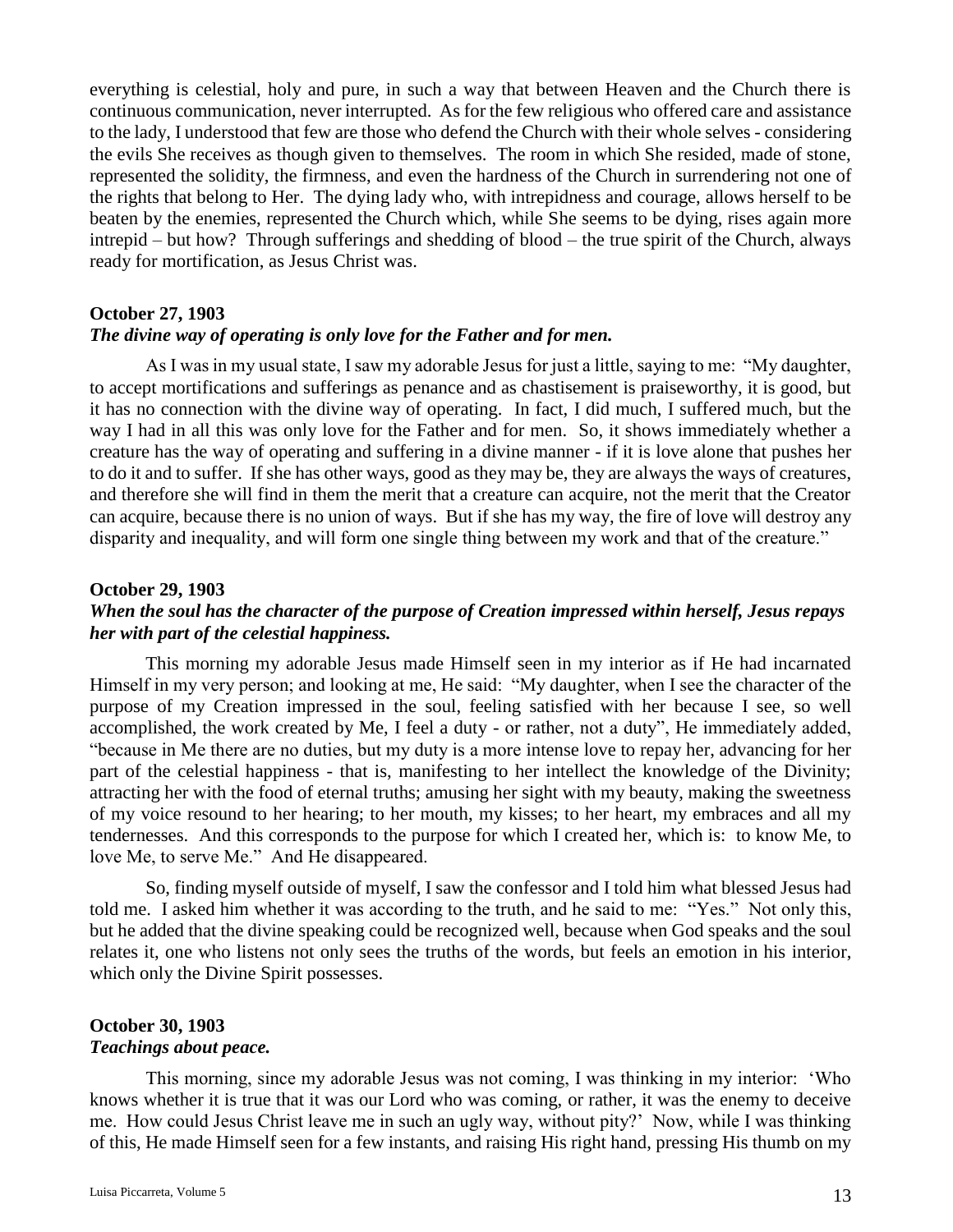everything is celestial, holy and pure, in such a way that between Heaven and the Church there is continuous communication, never interrupted. As for the few religious who offered care and assistance to the lady, I understood that few are those who defend the Church with their whole selves - considering the evils She receives as though given to themselves. The room in which She resided, made of stone, represented the solidity, the firmness, and even the hardness of the Church in surrendering not one of the rights that belong to Her. The dying lady who, with intrepidness and courage, allows herself to be beaten by the enemies, represented the Church which, while She seems to be dying, rises again more intrepid – but how? Through sufferings and shedding of blood – the true spirit of the Church, always ready for mortification, as Jesus Christ was.

#### October 27, 1903
***The divine way of operating is only love for the Father and for men.***

As I was in my usual state, I saw my adorable Jesus for just a little, saying to me: "My daughter, to accept mortifications and sufferings as penance and as chastisement is praiseworthy, it is good, but it has no connection with the divine way of operating. In fact, I did much, I suffered much, but the way I had in all this was only love for the Father and for men. So, it shows immediately whether a creature has the way of operating and suffering in a divine manner - if it is love alone that pushes her to do it and to suffer. If she has other ways, good as they may be, they are always the ways of creatures, and therefore she will find in them the merit that a creature can acquire, not the merit that the Creator can acquire, because there is no union of ways. But if she has my way, the fire of love will destroy any disparity and inequality, and will form one single thing between my work and that of the creature."

#### October 29, 1903
***When the soul has the character of the purpose of Creation impressed within herself, Jesus repays her with part of the celestial happiness.***

This morning my adorable Jesus made Himself seen in my interior as if He had incarnated Himself in my very person; and looking at me, He said: "My daughter, when I see the character of the purpose of my Creation impressed in the soul, feeling satisfied with her because I see, so well accomplished, the work created by Me, I feel a duty - or rather, not a duty", He immediately added, "because in Me there are no duties, but my duty is a more intense love to repay her, advancing for her part of the celestial happiness - that is, manifesting to her intellect the knowledge of the Divinity; attracting her with the food of eternal truths; amusing her sight with my beauty, making the sweetness of my voice resound to her hearing; to her mouth, my kisses; to her heart, my embraces and all my tendernesses. And this corresponds to the purpose for which I created her, which is: to know Me, to love Me, to serve Me." And He disappeared.

So, finding myself outside of myself, I saw the confessor and I told him what blessed Jesus had told me. I asked him whether it was according to the truth, and he said to me: "Yes." Not only this, but he added that the divine speaking could be recognized well, because when God speaks and the soul relates it, one who listens not only sees the truths of the words, but feels an emotion in his interior, which only the Divine Spirit possesses.

#### October 30, 1903
***Teachings about peace.***

This morning, since my adorable Jesus was not coming, I was thinking in my interior: 'Who knows whether it is true that it was our Lord who was coming, or rather, it was the enemy to deceive me. How could Jesus Christ leave me in such an ugly way, without pity?' Now, while I was thinking of this, He made Himself seen for a few instants, and raising His right hand, pressing His thumb on my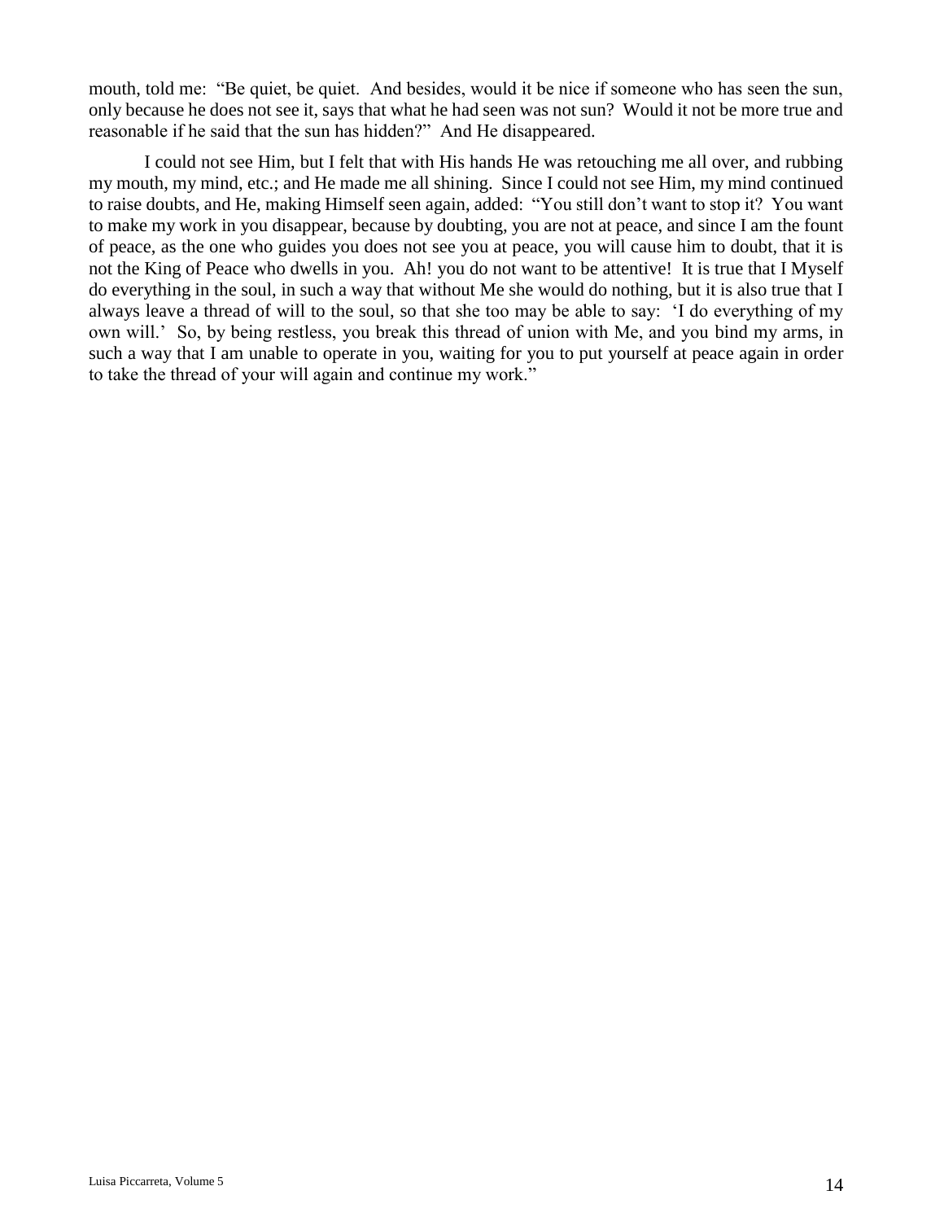mouth, told me: "Be quiet, be quiet. And besides, would it be nice if someone who has seen the sun, only because he does not see it, says that what he had seen was not sun? Would it not be more true and reasonable if he said that the sun has hidden?" And He disappeared.

I could not see Him, but I felt that with His hands He was retouching me all over, and rubbing my mouth, my mind, etc.; and He made me all shining. Since I could not see Him, my mind continued to raise doubts, and He, making Himself seen again, added: "You still don't want to stop it? You want to make my work in you disappear, because by doubting, you are not at peace, and since I am the fount of peace, as the one who guides you does not see you at peace, you will cause him to doubt, that it is not the King of Peace who dwells in you. Ah! you do not want to be attentive! It is true that I Myself do everything in the soul, in such a way that without Me she would do nothing, but it is also true that I always leave a thread of will to the soul, so that she too may be able to say: 'I do everything of my own will.' So, by being restless, you break this thread of union with Me, and you bind my arms, in such a way that I am unable to operate in you, waiting for you to put yourself at peace again in order to take the thread of your will again and continue my work."